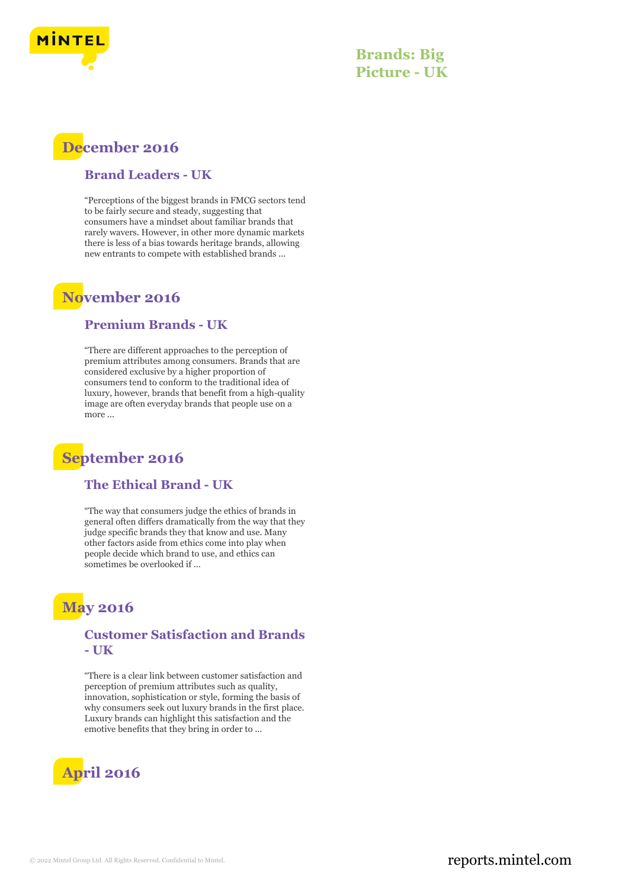# Brands: Big Picture - UK

## December 2016

### Brand Leaders - UK

"Perceptions of the biggest brands in FMCG sectors tend to be fairly secure and steady, suggesting that consumers have a mindset about familiar brands that rarely wavers. However, in other more dynamic markets there is less of a bias towards heritage brands, allowing new entrants to compete with established brands ...

## November 2016

### Premium Brands - UK

"There are different approaches to the perception of premium attributes among consumers. Brands that are considered exclusive by a higher proportion of consumers tend to conform to the traditional idea of luxury, however, brands that benefit from a high-quality image are often everyday brands that people use on a more ...

## September 2016

### The Ethical Brand - UK

"The way that consumers judge the ethics of brands in general often differs dramatically from the way that they judge specific brands they that know and use. Many other factors aside from ethics come into play when people decide which brand to use, and ethics can sometimes be overlooked if ...

## May 2016

### Customer Satisfaction and Brands - UK

"There is a clear link between customer satisfaction and perception of premium attributes such as quality, innovation, sophistication or style, forming the basis of why consumers seek out luxury brands in the first place. Luxury brands can highlight this satisfaction and the emotive benefits that they bring in order to ...

## April 2016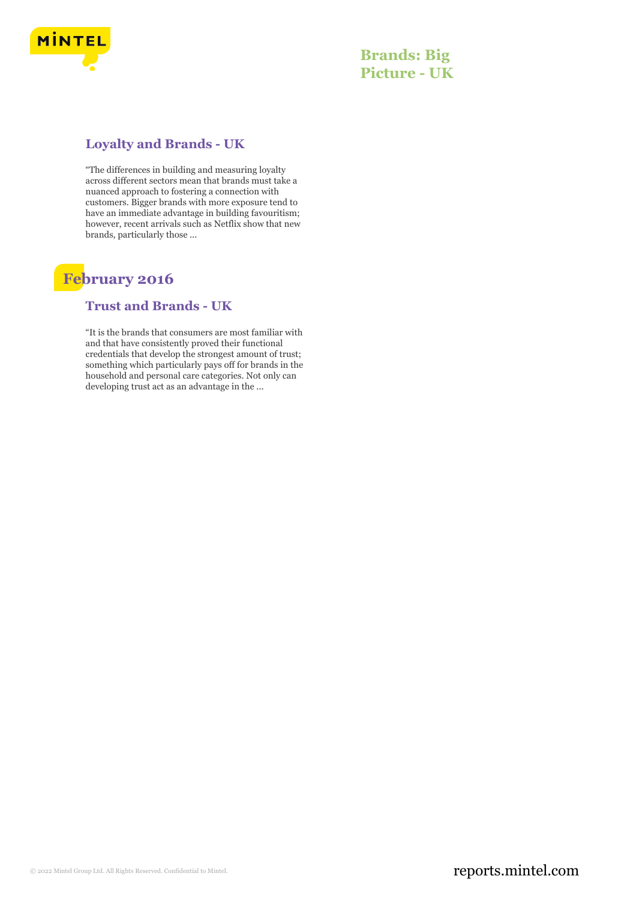### Loyalty and Brands - UK

"The differences in building and measuring loyalty across different sectors mean that brands must take a nuanced approach to fostering a connection with customers. Bigger brands with more exposure tend to have an immediate advantage in building favouritism; however, recent arrivals such as Netflix show that new brands, particularly those ...

## February 2016

### Trust and Brands - UK

"It is the brands that consumers are most familiar with and that have consistently proved their functional credentials that develop the strongest amount of trust; something which particularly pays off for brands in the household and personal care categories. Not only can developing trust act as an advantage in the ...